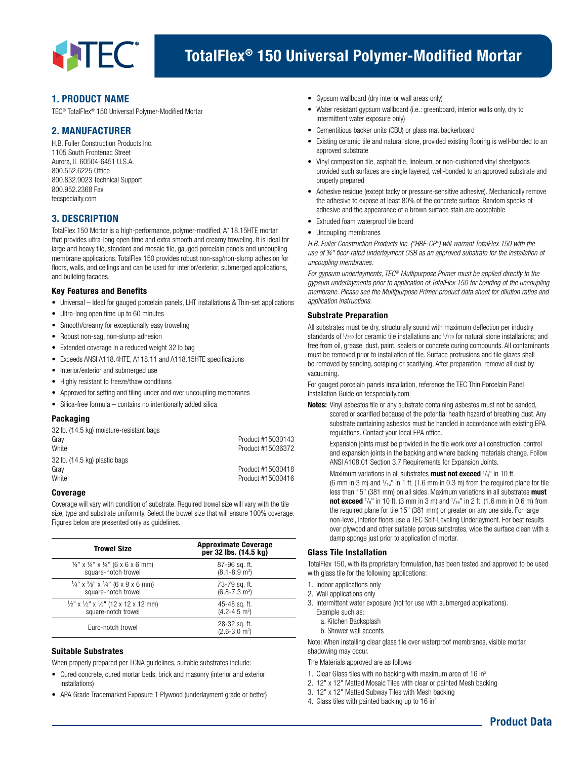# TotalFlex® 150 Universal Polymer-Modified Mortar

## 1. PRODUCT NAME

TEC® TotalFlex® 150 Universal Polymer-Modified Mortar

## 2. MANUFACTURER

H.B. Fuller Construction Products Inc.
1105 South Frontenac Street
Aurora, IL 60504-6451 U.S.A.
800.552.6225 Office
800.832.9023 Technical Support
800.952.2368 Fax
tecspecialty.com

## 3. DESCRIPTION

TotalFlex 150 Mortar is a high-performance, polymer-modified, A118.15HTE mortar that provides ultra-long open time and extra smooth and creamy troweling. It is ideal for large and heavy tile, standard and mosaic tile, gauged porcelain panels and uncoupling membrane applications. TotalFlex 150 provides robust non-sag/non-slump adhesion for floors, walls, and ceilings and can be used for interior/exterior, submerged applications, and building facades.

### Key Features and Benefits

- Universal – Ideal for gauged porcelain panels, LHT installations & Thin-set applications
- Ultra-long open time up to 60 minutes
- Smooth/creamy for exceptionally easy troweling
- Robust non-sag, non-slump adhesion
- Extended coverage in a reduced weight 32 lb bag
- Exceeds ANSI A118.4HTE, A118.11 and A118.15HTE specifications
- Interior/exterior and submerged use
- Highly resistant to freeze/thaw conditions
- Approved for setting and tiling under and over uncoupling membranes
- Silica-free formula – contains no intentionally added silica

### Packaging

| 32 lb. (14.5 kg) moisture-resistant bags | |
|---|---|
| Gray | Product #15030143 |
| White | Product #15036372 |
| **32 lb. (14.5 kg) plastic bags** | |
| Gray | Product #15030418 |
| White | Product #15030416 |

### Coverage

Coverage will vary with condition of substrate. Required trowel size will vary with the tile size, type and substrate uniformity. Select the trowel size that will ensure 100% coverage. Figures below are presented only as guidelines.

| Trowel Size | Approximate Coverage per 32 lbs. (14.5 kg) |
|---|---|
| ¼" x ¼" x ¼" (6 x 6 x 6 mm) square-notch trowel | 87-96 sq. ft. (8.1-8.9 m²) |
| ¼" x ⅜" x ¼" (6 x 9 x 6 mm) square-notch trowel | 73-79 sq. ft. (6.8-7.3 m²) |
| ½" x ½" x ½" (12 x 12 x 12 mm) square-notch trowel | 45-48 sq. ft. (4.2-4.5 m²) |
| Euro-notch trowel | 28-32 sq. ft. (2.6-3.0 m²) |

### Suitable Substrates

When properly prepared per TCNA guidelines, suitable substrates include:

- Cured concrete, cured mortar beds, brick and masonry (interior and exterior installations)
- APA Grade Trademarked Exposure 1 Plywood (underlayment grade or better)
- Gypsum wallboard (dry interior wall areas only)
- Water resistant gypsum wallboard (i.e.: greenboard, interior walls only, dry to intermittent water exposure only)
- Cementitious backer units (CBU) or glass mat backerboard
- Existing ceramic tile and natural stone, provided existing flooring is well-bonded to an approved substrate
- Vinyl composition tile, asphalt tile, linoleum, or non-cushioned vinyl sheetgoods provided such surfaces are single layered, well-bonded to an approved substrate and properly prepared
- Adhesive residue (except tacky or pressure-sensitive adhesive). Mechanically remove the adhesive to expose at least 80% of the concrete surface. Random specks of adhesive and the appearance of a brown surface stain are acceptable
- Extruded foam waterproof tile board
- Uncoupling membranes

*H.B. Fuller Construction Products Inc. ("HBF-CP") will warrant TotalFlex 150 with the use of ¾" floor-rated underlayment OSB as an approved substrate for the installation of uncoupling membranes.*

*For gypsum underlayments, TEC® Multipurpose Primer must be applied directly to the gypsum underlayments prior to application of TotalFlex 150 for bonding of the uncoupling membrane. Please see the Multipurpose Primer product data sheet for dilution ratios and application instructions.*

### Substrate Preparation

All substrates must be dry, structurally sound with maximum deflection per industry standards of L/360 for ceramic tile installations and L/720 for natural stone installations; and free from oil, grease, dust, paint, sealers or concrete curing compounds. All contaminants must be removed prior to installation of tile. Surface protrusions and tile glazes shall be removed by sanding, scraping or scarifying. After preparation, remove all dust by vacuuming.

For gauged porcelain panels installation, reference the TEC Thin Porcelain Panel Installation Guide on tecspecialty.com.

**Notes:** Vinyl asbestos tile or any substrate containing asbestos must not be sanded, scored or scarified because of the potential health hazard of breathing dust. Any substrate containing asbestos must be handled in accordance with existing EPA regulations. Contact your local EPA office.

Expansion joints must be provided in the tile work over all construction, control and expansion joints in the backing and where backing materials change. Follow ANSI A108.01 Section 3.7 Requirements for Expansion Joints.

Maximum variations in all substrates **must not exceed** ¼" in 10 ft. (6 mm in 3 m) and 1/16" in 1 ft. (1.6 mm in 0.3 m) from the required plane for tile less than 15" (381 mm) on all sides. Maximum variations in all substrates **must not exceed** ⅛" in 10 ft. (3 mm in 3 m) and 1/16" in 2 ft. (1.6 mm in 0.6 m) from the required plane for tile 15" (381 mm) or greater on any one side. For large non-level, interior floors use a TEC Self-Leveling Underlayment. For best results over plywood and other suitable porous substrates, wipe the surface clean with a damp sponge just prior to application of mortar.

### Glass Tile Installation

TotalFlex 150, with its proprietary formulation, has been tested and approved to be used with glass tile for the following applications:

1. Indoor applications only
2. Wall applications only
3. Intermittent water exposure (not for use with submerged applications). Example such as:
   a. Kitchen Backsplash
   b. Shower wall accents

Note: When installing clear glass tile over waterproof membranes, visible mortar shadowing may occur.

The Materials approved are as follows

1. Clear Glass tiles with no backing with maximum area of 16 in²
2. 12" x 12" Matted Mosaic Tiles with clear or painted Mesh backing
3. 12" x 12" Matted Subway Tiles with Mesh backing
4. Glass tiles with painted backing up to 16 in²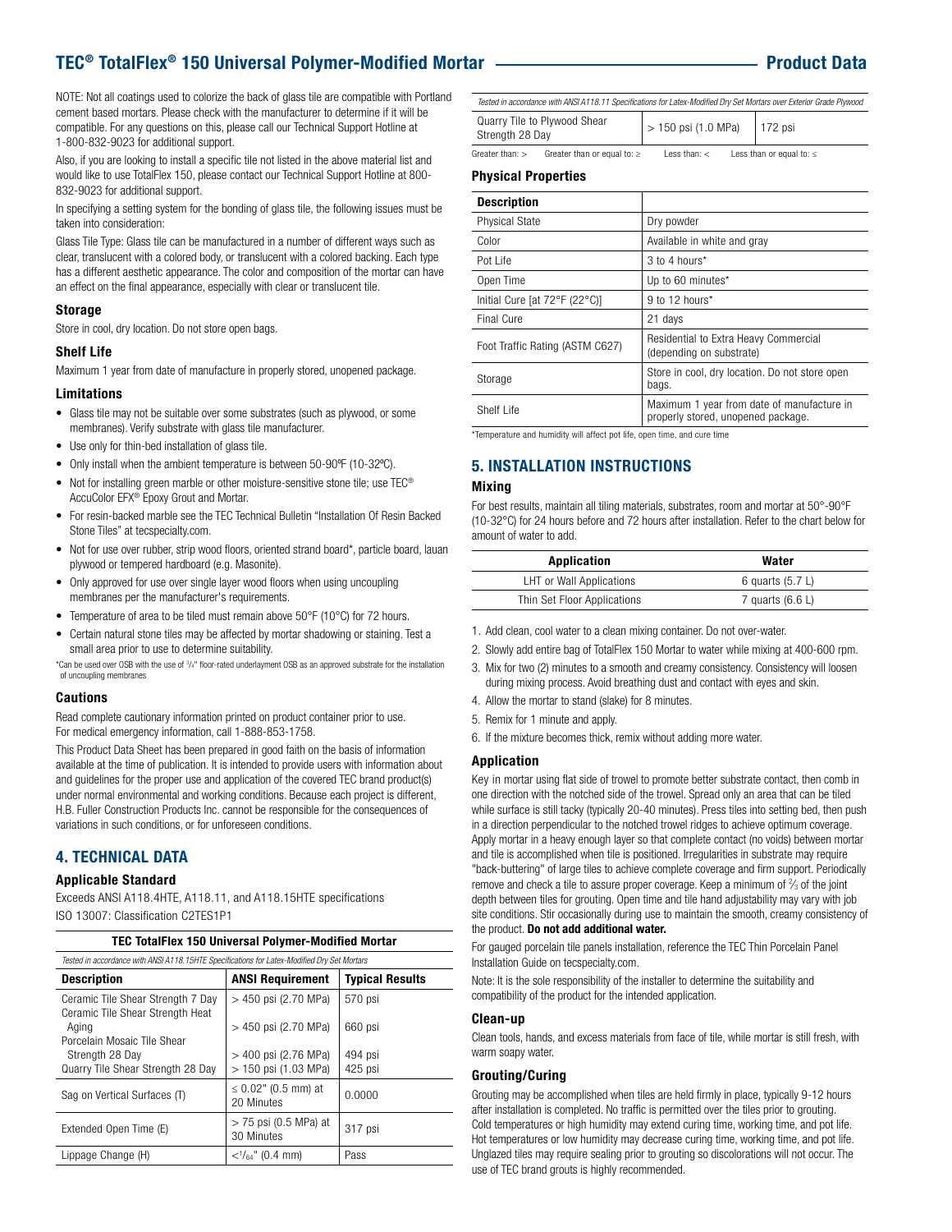NOTE: Not all coatings used to colorize the back of glass tile are compatible with Portland cement based mortars. Please check with the manufacturer to determine if it will be compatible. For any questions on this, please call our Technical Support Hotline at 1-800-832-9023 for additional support.

Also, if you are looking to install a specific tile not listed in the above material list and would like to use TotalFlex 150, please contact our Technical Support Hotline at 800-832-9023 for additional support.

In specifying a setting system for the bonding of glass tile, the following issues must be taken into consideration:

Glass Tile Type: Glass tile can be manufactured in a number of different ways such as clear, translucent with a colored body, or translucent with a colored backing. Each type has a different aesthetic appearance. The color and composition of the mortar can have an effect on the final appearance, especially with clear or translucent tile.

### Storage

Store in cool, dry location. Do not store open bags.

### Shelf Life

Maximum 1 year from date of manufacture in properly stored, unopened package.

### Limitations

- Glass tile may not be suitable over some substrates (such as plywood, or some membranes). Verify substrate with glass tile manufacturer.
- Use only for thin-bed installation of glass tile.
- Only install when the ambient temperature is between 50-90ºF (10-32ºC).
- Not for installing green marble or other moisture-sensitive stone tile; use TEC® AccuColor EFX® Epoxy Grout and Mortar.
- For resin-backed marble see the TEC Technical Bulletin "Installation Of Resin Backed Stone Tiles" at tecspecialty.com.
- Not for use over rubber, strip wood floors, oriented strand board*, particle board, lauan plywood or tempered hardboard (e.g. Masonite).
- Only approved for use over single layer wood floors when using uncoupling membranes per the manufacturer's requirements.
- Temperature of area to be tiled must remain above 50°F (10°C) for 72 hours.
- Certain natural stone tiles may be affected by mortar shadowing or staining. Test a small area prior to use to determine suitability.

*Can be used over OSB with the use of 3/4" floor-rated underlayment OSB as an approved substrate for the installation of uncoupling membranes

### Cautions

Read complete cautionary information printed on product container prior to use. For medical emergency information, call 1-888-853-1758.

This Product Data Sheet has been prepared in good faith on the basis of information available at the time of publication. It is intended to provide users with information about and guidelines for the proper use and application of the covered TEC brand product(s) under normal environmental and working conditions. Because each project is different, H.B. Fuller Construction Products Inc. cannot be responsible for the consequences of variations in such conditions, or for unforeseen conditions.

## 4. TECHNICAL DATA

### Applicable Standard

Exceeds ANSI A118.4HTE, A118.11, and A118.15HTE specifications

ISO 13007: Classification C2TES1P1

**TEC TotalFlex 150 Universal Polymer-Modified Mortar**

*Tested in accordance with ANSI A118.15HTE Specifications for Latex-Modified Dry Set Mortars*

| Description | ANSI Requirement | Typical Results |
|---|---|---|
| Ceramic Tile Shear Strength 7 Day | > 450 psi (2.70 MPa) | 570 psi |
| Ceramic Tile Shear Strength Heat Aging | > 450 psi (2.70 MPa) | 660 psi |
| Porcelain Mosaic Tile Shear Strength 28 Day | > 400 psi (2.76 MPa) | 494 psi |
| Quarry Tile Shear Strength 28 Day | > 150 psi (1.03 MPa) | 425 psi |
| Sag on Vertical Surfaces (T) | ≤ 0.02" (0.5 mm) at 20 Minutes | 0.0000 |
| Extended Open Time (E) | > 75 psi (0.5 MPa) at 30 Minutes | 317 psi |
| Lippage Change (H) | <1/64" (0.4 mm) | Pass |

*Tested in accordance with ANSI A118.11 Specifications for Latex-Modified Dry Set Mortars over Exterior Grade Plywood*

| | | |
|---|---|---|
| Quarry Tile to Plywood Shear Strength 28 Day | > 150 psi (1.0 MPa) | 172 psi |

Greater than: > Greater than or equal to: ≥ Less than: < Less than or equal to: ≤

### Physical Properties

| Description | |
|---|---|
| Physical State | Dry powder |
| Color | Available in white and gray |
| Pot Life | 3 to 4 hours* |
| Open Time | Up to 60 minutes* |
| Initial Cure [at 72°F (22°C)] | 9 to 12 hours* |
| Final Cure | 21 days |
| Foot Traffic Rating (ASTM C627) | Residential to Extra Heavy Commercial (depending on substrate) |
| Storage | Store in cool, dry location. Do not store open bags. |
| Shelf Life | Maximum 1 year from date of manufacture in properly stored, unopened package. |

*Temperature and humidity will affect pot life, open time, and cure time

## 5. INSTALLATION INSTRUCTIONS

### Mixing

For best results, maintain all tiling materials, substrates, room and mortar at 50°-90°F (10-32°C) for 24 hours before and 72 hours after installation. Refer to the chart below for amount of water to add.

| Application | Water |
|---|---|
| LHT or Wall Applications | 6 quarts (5.7 L) |
| Thin Set Floor Applications | 7 quarts (6.6 L) |

1. Add clean, cool water to a clean mixing container. Do not over-water.
2. Slowly add entire bag of TotalFlex 150 Mortar to water while mixing at 400-600 rpm.
3. Mix for two (2) minutes to a smooth and creamy consistency. Consistency will loosen during mixing process. Avoid breathing dust and contact with eyes and skin.
4. Allow the mortar to stand (slake) for 8 minutes.
5. Remix for 1 minute and apply.
6. If the mixture becomes thick, remix without adding more water.

### Application

Key in mortar using flat side of trowel to promote better substrate contact, then comb in one direction with the notched side of the trowel. Spread only an area that can be tiled while surface is still tacky (typically 20-40 minutes). Press tiles into setting bed, then push in a direction perpendicular to the notched trowel ridges to achieve optimum coverage. Apply mortar in a heavy enough layer so that complete contact (no voids) between mortar and tile is accomplished when tile is positioned. Irregularities in substrate may require "back-buttering" of large tiles to achieve complete coverage and firm support. Periodically remove and check a tile to assure proper coverage. Keep a minimum of ⅔ of the joint depth between tiles for grouting. Open time and tile hand adjustability may vary with job site conditions. Stir occasionally during use to maintain the smooth, creamy consistency of the product. **Do not add additional water.**

For gauged porcelain tile panels installation, reference the TEC Thin Porcelain Panel Installation Guide on tecspecialty.com.

Note: It is the sole responsibility of the installer to determine the suitability and compatibility of the product for the intended application.

### Clean-up

Clean tools, hands, and excess materials from face of tile, while mortar is still fresh, with warm soapy water.

### Grouting/Curing

Grouting may be accomplished when tiles are held firmly in place, typically 9-12 hours after installation is completed. No traffic is permitted over the tiles prior to grouting. Cold temperatures or high humidity may extend curing time, working time, and pot life. Hot temperatures or low humidity may decrease curing time, working time, and pot life. Unglazed tiles may require sealing prior to grouting so discolorations will not occur. The use of TEC brand grouts is highly recommended.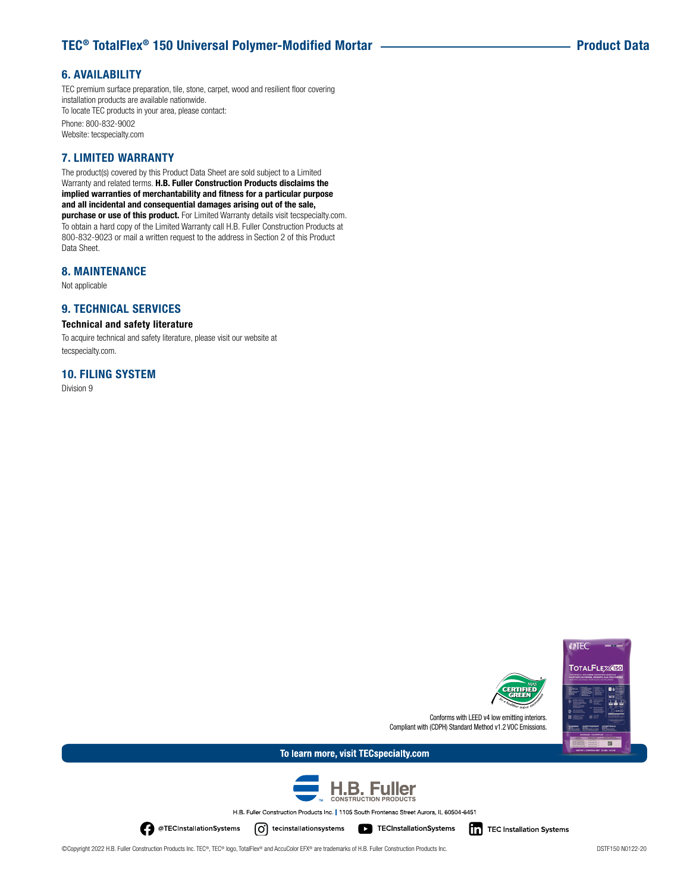## 6. AVAILABILITY

TEC premium surface preparation, tile, stone, carpet, wood and resilient floor covering installation products are available nationwide.
To locate TEC products in your area, please contact:

Phone: 800-832-9002
Website: tecspecialty.com

## 7. LIMITED WARRANTY

The product(s) covered by this Product Data Sheet are sold subject to a Limited Warranty and related terms. **H.B. Fuller Construction Products disclaims the implied warranties of merchantability and fitness for a particular purpose and all incidental and consequential damages arising out of the sale, purchase or use of this product.** For Limited Warranty details visit tecspecialty.com. To obtain a hard copy of the Limited Warranty call H.B. Fuller Construction Products at 800-832-9023 or mail a written request to the address in Section 2 of this Product Data Sheet.

## 8. MAINTENANCE

Not applicable

## 9. TECHNICAL SERVICES

**Technical and safety literature**

To acquire technical and safety literature, please visit our website at tecspecialty.com.

## 10. FILING SYSTEM

Division 9

Conforms with LEED v4 low emitting interiors.
Compliant with (CDPH) Standard Method v1.2 VOC Emissions.

To learn more, visit TECspecialty.com

H.B. Fuller Construction Products Inc. | 1105 South Frontenac Street Aurora, IL 60504-6451

@TECInstallationSystems tecinstallationsystems TECInstallationSystems TEC Installation Systems

©Copyright 2022 H.B. Fuller Construction Products Inc. TEC®, TEC® logo, TotalFlex® and AccuColor EFX® are trademarks of H.B. Fuller Construction Products Inc.

DSTF150 N0122-20